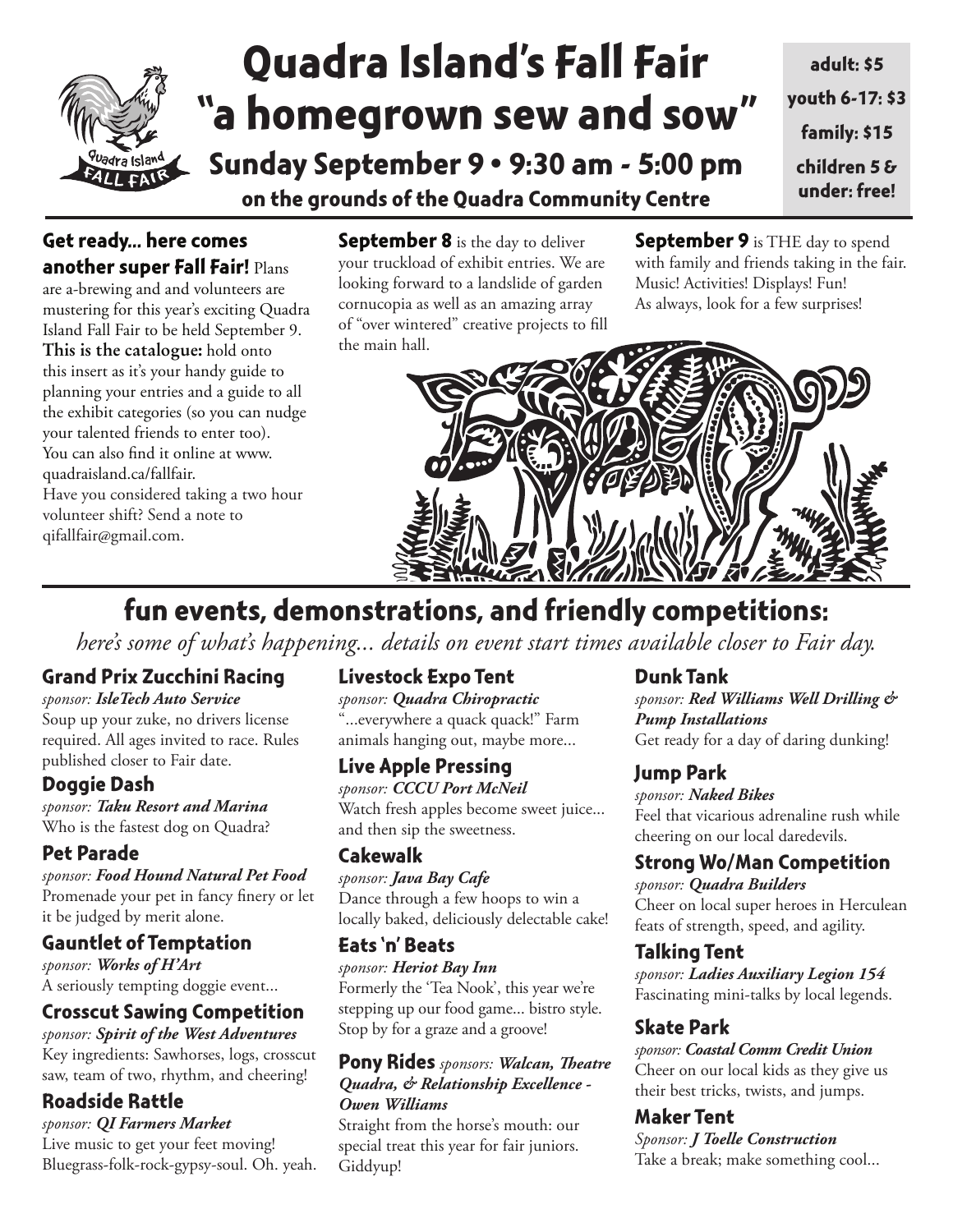# Quadra Island's Fall Fair "a homegrown sew and sow"

## Sunday September 9 • 9:30 am - 5:00 pm

**on the grounds of the Quadra Community Centre**

adult: $5
youth 6-17: $3
family: $15
children 5 & under: free!

**Get ready... here comes another super Fall Fair!** Plans are a-brewing and and volunteers are mustering for this year's exciting Quadra Island Fall Fair to be held September 9. **This is the catalogue:** hold onto this insert as it's your handy guide to planning your entries and a guide to all the exhibit categories (so you can nudge your talented friends to enter too). You can also find it online at www.quadraisland.ca/fallfair. Have you considered taking a two hour volunteer shift? Send a note to qifallfair@gmail.com.

**September 8** is the day to deliver your truckload of exhibit entries. We are looking forward to a landslide of garden cornucopia as well as an amazing array of "over wintered" creative projects to fill the main hall.

**September 9** is THE day to spend with family and friends taking in the fair. Music! Activities! Displays! Fun! As always, look for a few surprises!

## fun events, demonstrations, and friendly competitions:

*here's some of what's happening... details on event start times available closer to Fair day.*

### Grand Prix Zucchini Racing
*sponsor: **IsleTech Auto Service***
Soup up your zuke, no drivers license required. All ages invited to race. Rules published closer to Fair date.

### Doggie Dash
*sponsor: **Taku Resort and Marina***
Who is the fastest dog on Quadra?

### Pet Parade
*sponsor: **Food Hound Natural Pet Food***
Promenade your pet in fancy finery or let it be judged by merit alone.

### Gauntlet of Temptation
*sponsor: **Works of H'Art***
A seriously tempting doggie event...

### Crosscut Sawing Competition
*sponsor: **Spirit of the West Adventures***
Key ingredients: Sawhorses, logs, crosscut saw, team of two, rhythm, and cheering!

### Roadside Rattle
*sponsor: **QI Farmers Market***
Live music to get your feet moving! Bluegrass-folk-rock-gypsy-soul. Oh. yeah.

### Livestock Expo Tent
*sponsor: **Quadra Chiropractic***
"...everywhere a quack quack!" Farm animals hanging out, maybe more...

### Live Apple Pressing
*sponsor: **CCCU Port McNeil***
Watch fresh apples become sweet juice... and then sip the sweetness.

### Cakewalk
*sponsor: **Java Bay Cafe***
Dance through a few hoops to win a locally baked, deliciously delectable cake!

### Eats 'n' Beats
*sponsor: **Heriot Bay Inn***
Formerly the 'Tea Nook', this year we're stepping up our food game... bistro style. Stop by for a graze and a groove!

### Pony Rides
*sponsors: **Walcan, Theatre Quadra, & Relationship Excellence - Owen Williams***
Straight from the horse's mouth: our special treat this year for fair juniors. Giddyup!

### Dunk Tank
*sponsor: **Red Williams Well Drilling & Pump Installations***
Get ready for a day of daring dunking!

### Jump Park
*sponsor: **Naked Bikes***
Feel that vicarious adrenaline rush while cheering on our local daredevils.

### Strong Wo/Man Competition
*sponsor: **Quadra Builders***
Cheer on local super heroes in Herculean feats of strength, speed, and agility.

### Talking Tent
*sponsor: **Ladies Auxiliary Legion 154***
Fascinating mini-talks by local legends.

### Skate Park
*sponsor: **Coastal Comm Credit Union***
Cheer on our local kids as they give us their best tricks, twists, and jumps.

### Maker Tent
*Sponsor: **J Toelle Construction***
Take a break; make something cool...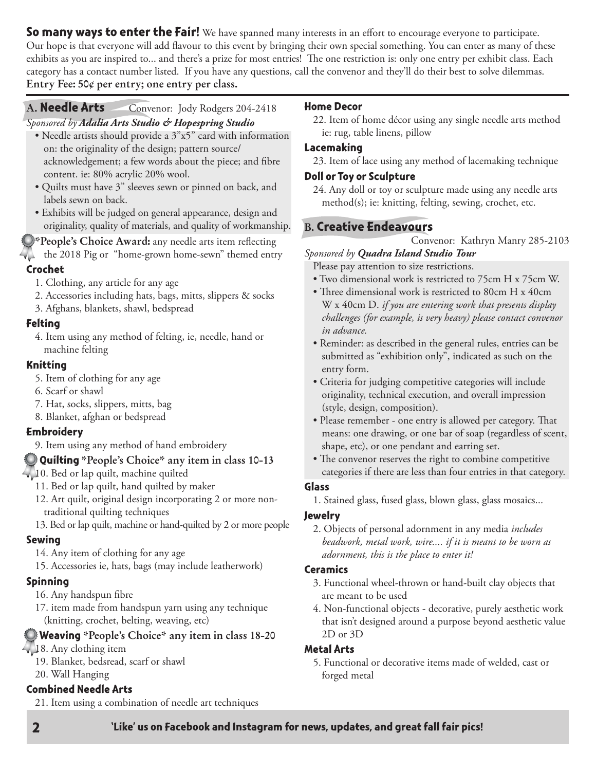**So many ways to enter the Fair!** We have spanned many interests in an effort to encourage everyone to participate. Our hope is that everyone will add flavour to this event by bringing their own special something. You can enter as many of these exhibits as you are inspired to... and there's a prize for most entries! The one restriction is: only one entry per exhibit class. Each category has a contact number listed. If you have any questions, call the convenor and they'll do their best to solve dilemmas.
**Entry Fee: 50¢ per entry; one entry per class.**

## A. Needle Arts

Convenor: Jody Rodgers 204-2418

*Sponsored by **Adalia Arts Studio & Hopespring Studio***

- Needle artists should provide a 3"x5" card with information on: the originality of the design; pattern source/ acknowledgement; a few words about the piece; and fibre content. ie: 80% acrylic 20% wool.
- Quilts must have 3" sleeves sewn or pinned on back, and labels sewn on back.
- Exhibits will be judged on general appearance, design and originality, quality of materials, and quality of workmanship.

***People's Choice Award:** any needle arts item reflecting the 2018 Pig or "home-grown home-sewn" themed entry

### Crochet

1. Clothing, any article for any age
2. Accessories including hats, bags, mitts, slippers & socks
3. Afghans, blankets, shawl, bedspread

### Felting

4. Item using any method of felting, ie, needle, hand or machine felting

### Knitting

5. Item of clothing for any age
6. Scarf or shawl
7. Hat, socks, slippers, mitts, bag
8. Blanket, afghan or bedspread

### Embroidery

9. Item using any method of hand embroidery

### Quilting *People's Choice* any item in class 10-13

10. Bed or lap quilt, machine quilted
11. Bed or lap quilt, hand quilted by maker
12. Art quilt, original design incorporating 2 or more non-traditional quilting techniques
13. Bed or lap quilt, machine or hand-quilted by 2 or more people

### Sewing

14. Any item of clothing for any age
15. Accessories ie, hats, bags (may include leatherwork)

### Spinning

16. Any handspun fibre
17. item made from handspun yarn using any technique (knitting, crochet, belting, weaving, etc)

### Weaving *People's Choice* any item in class 18-20

18. Any clothing item
19. Blanket, bedsread, scarf or shawl
20. Wall Hanging

### Combined Needle Arts

21. Item using a combination of needle art techniques

### Home Decor

22. Item of home décor using any single needle arts method ie: rug, table linens, pillow

### Lacemaking

23. Item of lace using any method of lacemaking technique

### Doll or Toy or Sculpture

24. Any doll or toy or sculpture made using any needle arts method(s); ie: knitting, felting, sewing, crochet, etc.

## B. Creative Endeavours

Convenor: Kathryn Manry 285-2103

*Sponsored by **Quadra Island Studio Tour***

Please pay attention to size restrictions.

- Two dimensional work is restricted to 75cm H x 75cm W.
- Three dimensional work is restricted to 80cm H x 40cm W x 40cm D. *if you are entering work that presents display challenges (for example, is very heavy) please contact convenor in advance.*
- Reminder: as described in the general rules, entries can be submitted as "exhibition only", indicated as such on the entry form.
- Criteria for judging competitive categories will include originality, technical execution, and overall impression (style, design, composition).
- Please remember - one entry is allowed per category. That means: one drawing, or one bar of soap (regardless of scent, shape, etc), or one pendant and earring set.
- The convenor reserves the right to combine competitive categories if there are less than four entries in that category.

### Glass

1. Stained glass, fused glass, blown glass, glass mosaics...

### Jewelry

2. Objects of personal adornment in any media *includes beadwork, metal work, wire.... if it is meant to be worn as adornment, this is the place to enter it!*

### Ceramics

3. Functional wheel-thrown or hand-built clay objects that are meant to be used
4. Non-functional objects - decorative, purely aesthetic work that isn't designed around a purpose beyond aesthetic value 2D or 3D

### Metal Arts

5. Functional or decorative items made of welded, cast or forged metal

**'Like' us on Facebook and Instagram for news, updates, and great fall fair pics!**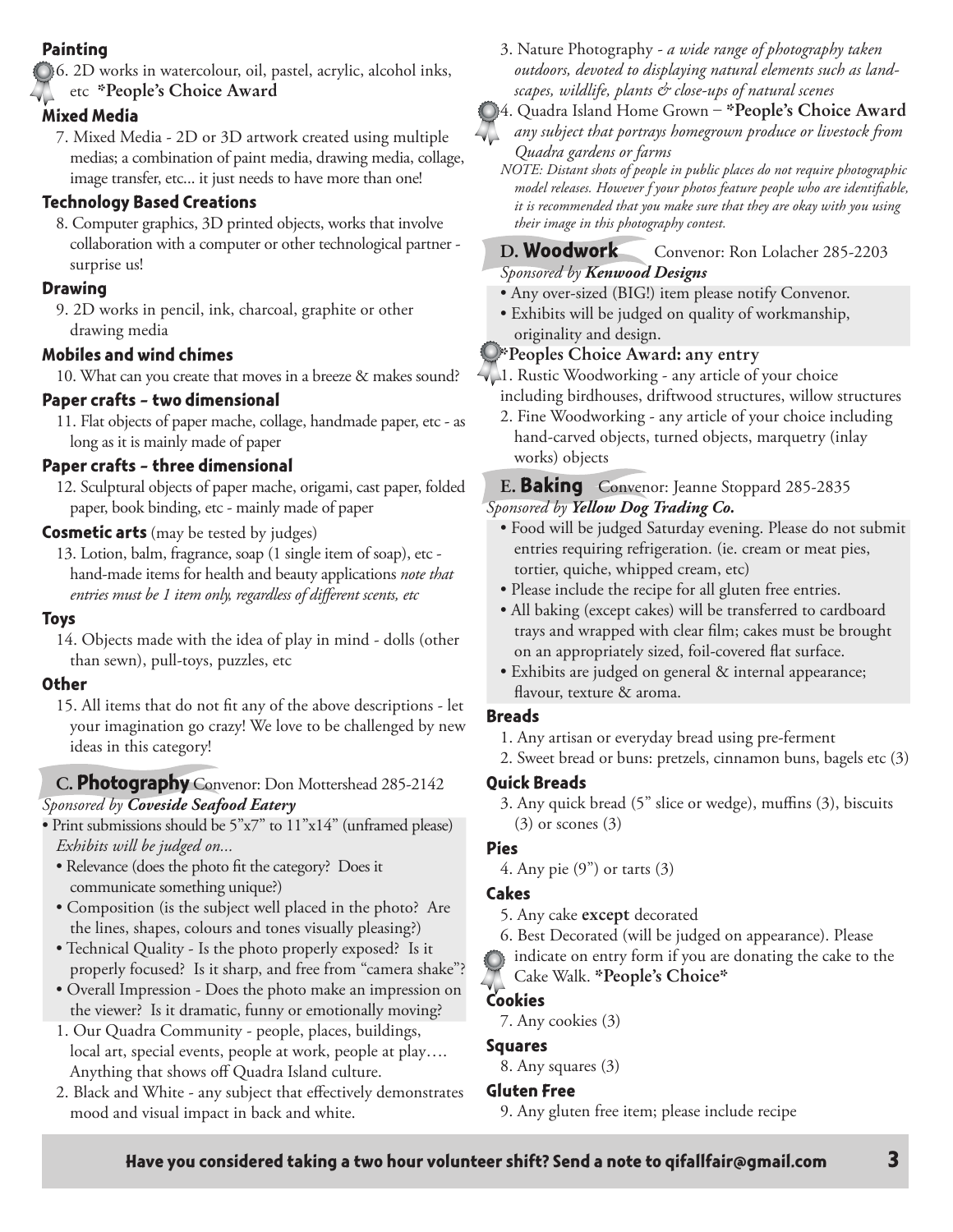### Painting

6. 2D works in watercolour, oil, pastel, acrylic, alcohol inks, etc **\*People's Choice Award**

### Mixed Media

7. Mixed Media - 2D or 3D artwork created using multiple medias; a combination of paint media, drawing media, collage, image transfer, etc... it just needs to have more than one!

### Technology Based Creations

8. Computer graphics, 3D printed objects, works that involve collaboration with a computer or other technological partner - surprise us!

### Drawing

9. 2D works in pencil, ink, charcoal, graphite or other drawing media

### Mobiles and wind chimes

10. What can you create that moves in a breeze & makes sound?

### Paper crafts – two dimensional

11. Flat objects of paper mache, collage, handmade paper, etc - as long as it is mainly made of paper

### Paper crafts – three dimensional

12. Sculptural objects of paper mache, origami, cast paper, folded paper, book binding, etc - mainly made of paper

### Cosmetic arts (may be tested by judges)

13. Lotion, balm, fragrance, soap (1 single item of soap), etc - hand-made items for health and beauty applications *note that entries must be 1 item only, regardless of different scents, etc*

### Toys

14. Objects made with the idea of play in mind - dolls (other than sewn), pull-toys, puzzles, etc

### Other

15. All items that do not fit any of the above descriptions - let your imagination go crazy! We love to be challenged by new ideas in this category!

## C. Photography Convenor: Don Mottershead 285-2142

*Sponsored by **Coveside Seafood Eatery***

- Print submissions should be 5"x7" to 11"x14" (unframed please)

*Exhibits will be judged on...*

- Relevance (does the photo fit the category? Does it communicate something unique?)
- Composition (is the subject well placed in the photo? Are the lines, shapes, colours and tones visually pleasing?)
- Technical Quality - Is the photo properly exposed? Is it properly focused? Is it sharp, and free from "camera shake"?
- Overall Impression - Does the photo make an impression on the viewer? Is it dramatic, funny or emotionally moving?

1. Our Quadra Community - people, places, buildings, local art, special events, people at work, people at play…. Anything that shows off Quadra Island culture.
2. Black and White - any subject that effectively demonstrates mood and visual impact in back and white.
3. Nature Photography - *a wide range of photography taken outdoors, devoted to displaying natural elements such as landscapes, wildlife, plants & close-ups of natural scenes*
4. Quadra Island Home Grown – **\*People's Choice Award** *any subject that portrays homegrown produce or livestock from Quadra gardens or farms*

*NOTE: Distant shots of people in public places do not require photographic model releases. However f your photos feature people who are identifiable, it is recommended that you make sure that they are okay with you using their image in this photography contest.*

## D. Woodwork Convenor: Ron Lolacher 285-2203

*Sponsored by **Kenwood Designs***

- Any over-sized (BIG!) item please notify Convenor.
- Exhibits will be judged on quality of workmanship, originality and design.

**\*Peoples Choice Award: any entry**

1. Rustic Woodworking - any article of your choice including birdhouses, driftwood structures, willow structures
2. Fine Woodworking - any article of your choice including hand-carved objects, turned objects, marquetry (inlay works) objects

## E. Baking Convenor: Jeanne Stoppard 285-2835

*Sponsored by **Yellow Dog Trading Co.***

- Food will be judged Saturday evening. Please do not submit entries requiring refrigeration. (ie. cream or meat pies, tortier, quiche, whipped cream, etc)
- Please include the recipe for all gluten free entries.
- All baking (except cakes) will be transferred to cardboard trays and wrapped with clear film; cakes must be brought on an appropriately sized, foil-covered flat surface.
- Exhibits are judged on general & internal appearance; flavour, texture & aroma.

### Breads

1. Any artisan or everyday bread using pre-ferment
2. Sweet bread or buns: pretzels, cinnamon buns, bagels etc (3)

### Quick Breads

3. Any quick bread (5" slice or wedge), muffins (3), biscuits (3) or scones (3)

### Pies

4. Any pie (9") or tarts (3)

### Cakes

5. Any cake **except** decorated
6. Best Decorated (will be judged on appearance). Please indicate on entry form if you are donating the cake to the Cake Walk. **\*People's Choice\***

### Cookies

7. Any cookies (3)

### Squares

8. Any squares (3)

### Gluten Free

9. Any gluten free item; please include recipe

**Have you considered taking a two hour volunteer shift? Send a note to qifallfair@gmail.com**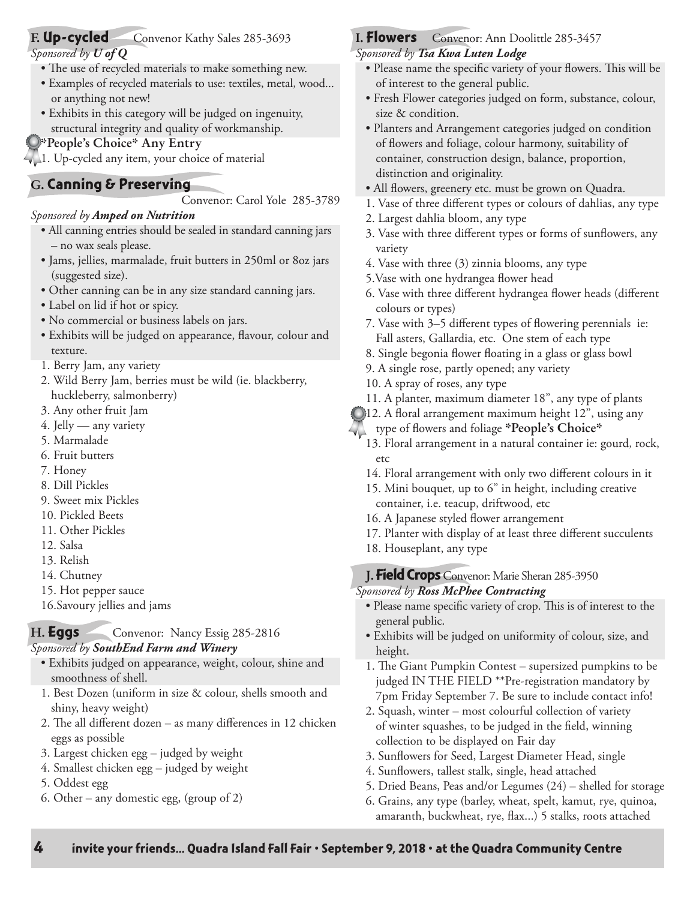## F. Up-cycled

Convenor Kathy Sales 285-3693

*Sponsored by **U of Q***

- The use of recycled materials to make something new.
- Examples of recycled materials to use: textiles, metal, wood... or anything not new!
- Exhibits in this category will be judged on ingenuity, structural integrity and quality of workmanship.

**\*People's Choice\* Any Entry**

1. Up-cycled any item, your choice of material

## G. Canning & Preserving

Convenor: Carol Yole 285-3789

*Sponsored by **Amped on Nutrition***

- All canning entries should be sealed in standard canning jars – no wax seals please.
- Jams, jellies, marmalade, fruit butters in 250ml or 8oz jars (suggested size).
- Other canning can be in any size standard canning jars.
- Label on lid if hot or spicy.
- No commercial or business labels on jars.
- Exhibits will be judged on appearance, flavour, colour and texture.

1. Berry Jam, any variety
2. Wild Berry Jam, berries must be wild (ie. blackberry, huckleberry, salmonberry)
3. Any other fruit Jam
4. Jelly — any variety
5. Marmalade
6. Fruit butters
7. Honey
8. Dill Pickles
9. Sweet mix Pickles
10. Pickled Beets
11. Other Pickles
12. Salsa
13. Relish
14. Chutney
15. Hot pepper sauce
16. Savoury jellies and jams

## H. Eggs

Convenor: Nancy Essig 285-2816

*Sponsored by **SouthEnd Farm and Winery***

- Exhibits judged on appearance, weight, colour, shine and smoothness of shell.

1. Best Dozen (uniform in size & colour, shells smooth and shiny, heavy weight)
2. The all different dozen – as many differences in 12 chicken eggs as possible
3. Largest chicken egg – judged by weight
4. Smallest chicken egg – judged by weight
5. Oddest egg
6. Other – any domestic egg, (group of 2)

## I. Flowers

Convenor: Ann Doolittle 285-3457

*Sponsored by **Tsa Kwa Luten Lodge***

- Please name the specific variety of your flowers. This will be of interest to the general public.
- Fresh Flower categories judged on form, substance, colour, size & condition.
- Planters and Arrangement categories judged on condition of flowers and foliage, colour harmony, suitability of container, construction design, balance, proportion, distinction and originality.
- All flowers, greenery etc. must be grown on Quadra.

1. Vase of three different types or colours of dahlias, any type
2. Largest dahlia bloom, any type
3. Vase with three different types or forms of sunflowers, any variety
4. Vase with three (3) zinnia blooms, any type
5. Vase with one hydrangea flower head
6. Vase with three different hydrangea flower heads (different colours or types)
7. Vase with 3–5 different types of flowering perennials ie: Fall asters, Gallardia, etc. One stem of each type
8. Single begonia flower floating in a glass or glass bowl
9. A single rose, partly opened; any variety
10. A spray of roses, any type
11. A planter, maximum diameter 18", any type of plants
12. A floral arrangement maximum height 12", using any type of flowers and foliage **\*People's Choice\***
13. Floral arrangement in a natural container ie: gourd, rock, etc
14. Floral arrangement with only two different colours in it
15. Mini bouquet, up to 6" in height, including creative container, i.e. teacup, driftwood, etc
16. A Japanese styled flower arrangement
17. Planter with display of at least three different succulents
18. Houseplant, any type

## J. Field Crops

Convenor: Marie Sheran 285-3950

*Sponsored by **Ross McPhee Contracting***

- Please name specific variety of crop. This is of interest to the general public.
- Exhibits will be judged on uniformity of colour, size, and height.

1. The Giant Pumpkin Contest – supersized pumpkins to be judged IN THE FIELD \*\*Pre-registration mandatory by 7pm Friday September 7. Be sure to include contact info!
2. Squash, winter – most colourful collection of variety of winter squashes, to be judged in the field, winning collection to be displayed on Fair day
3. Sunflowers for Seed, Largest Diameter Head, single
4. Sunflowers, tallest stalk, single, head attached
5. Dried Beans, Peas and/or Legumes (24) – shelled for storage
6. Grains, any type (barley, wheat, spelt, kamut, rye, quinoa, amaranth, buckwheat, rye, flax...) 5 stalks, roots attached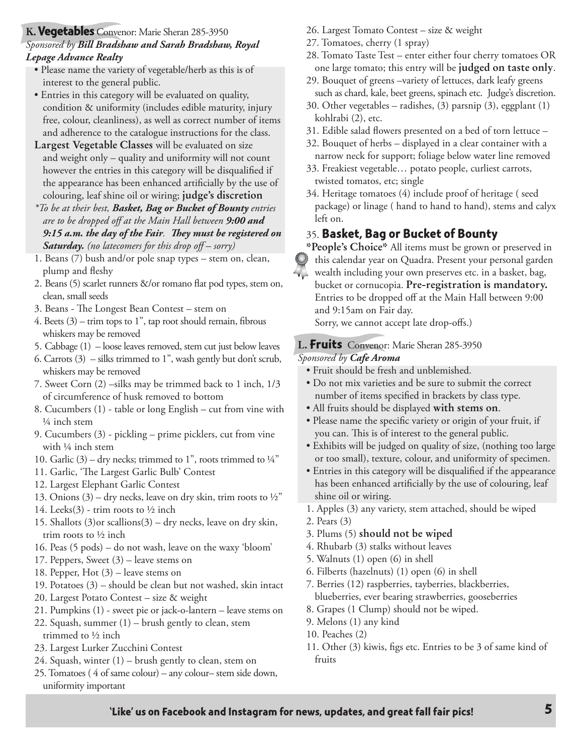## K. Vegetables Convenor: Marie Sheran 285-3950

*Sponsored by **Bill Bradshaw and Sarah Bradshaw, Royal Lepage Advance Realty***

- Please name the variety of vegetable/herb as this is of interest to the general public.
- Entries in this category will be evaluated on quality, condition & uniformity (includes edible maturity, injury free, colour, cleanliness), as well as correct number of items and adherence to the catalogue instructions for the class.

**Largest Vegetable Classes** will be evaluated on size and weight only – quality and uniformity will not count however the entries in this category will be disqualified if the appearance has been enhanced artificially by the use of colouring, leaf shine oil or wiring; **judge's discretion**

*To be at their best, ***Basket, Bag or Bucket of Bounty*** entries are to be dropped off at the Main Hall between ***9:00 and 9:15 a.m. the day of the Fair***. ***They must be registered on Saturday.*** (no latecomers for this drop off – sorry)*

1. Beans (7) bush and/or pole snap types – stem on, clean, plump and fleshy
2. Beans (5) scarlet runners &/or romano flat pod types, stem on, clean, small seeds
3. Beans - The Longest Bean Contest – stem on
4. Beets (3) – trim tops to 1", tap root should remain, fibrous whiskers may be removed
5. Cabbage (1) – loose leaves removed, stem cut just below leaves
6. Carrots (3) – silks trimmed to 1", wash gently but don't scrub, whiskers may be removed
7. Sweet Corn (2) –silks may be trimmed back to 1 inch, 1/3 of circumference of husk removed to bottom
8. Cucumbers (1) - table or long English – cut from vine with ¼ inch stem
9. Cucumbers (3) - pickling – prime picklers, cut from vine with ¼ inch stem
10. Garlic (3) – dry necks; trimmed to 1", roots trimmed to ¼"
11. Garlic, 'The Largest Garlic Bulb' Contest
12. Largest Elephant Garlic Contest
13. Onions (3) – dry necks, leave on dry skin, trim roots to ½"
14. Leeks(3) - trim roots to ½ inch
15. Shallots (3)or scallions(3) – dry necks, leave on dry skin, trim roots to ½ inch
16. Peas (5 pods) – do not wash, leave on the waxy 'bloom'
17. Peppers, Sweet (3) – leave stems on
18. Pepper, Hot (3) – leave stems on
19. Potatoes (3) – should be clean but not washed, skin intact
20. Largest Potato Contest – size & weight
21. Pumpkins (1) - sweet pie or jack-o-lantern – leave stems on
22. Squash, summer (1) – brush gently to clean, stem trimmed to ½ inch
23. Largest Lurker Zucchini Contest
24. Squash, winter (1) – brush gently to clean, stem on
25. Tomatoes ( 4 of same colour) – any colour– stem side down, uniformity important
26. Largest Tomato Contest – size & weight
27. Tomatoes, cherry (1 spray)
28. Tomato Taste Test – enter either four cherry tomatoes OR one large tomato; this entry will be **judged on taste only**.
29. Bouquet of greens –variety of lettuces, dark leafy greens such as chard, kale, beet greens, spinach etc. Judge's discretion.
30. Other vegetables – radishes, (3) parsnip (3), eggplant (1) kohlrabi (2), etc.
31. Edible salad flowers presented on a bed of torn lettuce –
32. Bouquet of herbs – displayed in a clear container with a narrow neck for support; foliage below water line removed
33. Freakiest vegetable… potato people, curliest carrots, twisted tomatos, etc; single
34. Heritage tomatoes (4) include proof of heritage ( seed package) or linage ( hand to hand to hand), stems and calyx left on.
35. **Basket, Bag or Bucket of Bounty**

**\*People's Choice\*** All items must be grown or preserved in this calendar year on Quadra. Present your personal garden wealth including your own preserves etc. in a basket, bag, bucket or cornucopia. **Pre-registration is mandatory.** Entries to be dropped off at the Main Hall between 9:00 and 9:15am on Fair day.
Sorry, we cannot accept late drop-offs.)

## L. Fruits Convenor: Marie Sheran 285-3950

*Sponsored by **Cafe Aroma***

- Fruit should be fresh and unblemished.
- Do not mix varieties and be sure to submit the correct number of items specified in brackets by class type.
- All fruits should be displayed **with stems on**.
- Please name the specific variety or origin of your fruit, if you can. This is of interest to the general public.
- Exhibits will be judged on quality of size, (nothing too large or too small), texture, colour, and uniformity of specimen.
- Entries in this category will be disqualified if the appearance has been enhanced artificially by the use of colouring, leaf shine oil or wiring.

1. Apples (3) any variety, stem attached, should be wiped
2. Pears (3)
3. Plums (5) **should not be wiped**
4. Rhubarb (3) stalks without leaves
5. Walnuts (1) open (6) in shell
6. Filberts (hazelnuts) (1) open (6) in shell
7. Berries (12) raspberries, tayberries, blackberries, blueberries, ever bearing strawberries, gooseberries
8. Grapes (1 Clump) should not be wiped.
9. Melons (1) any kind
10. Peaches (2)
11. Other (3) kiwis, figs etc. Entries to be 3 of same kind of fruits

**'Like' us on Facebook and Instagram for news, updates, and great fall fair pics!**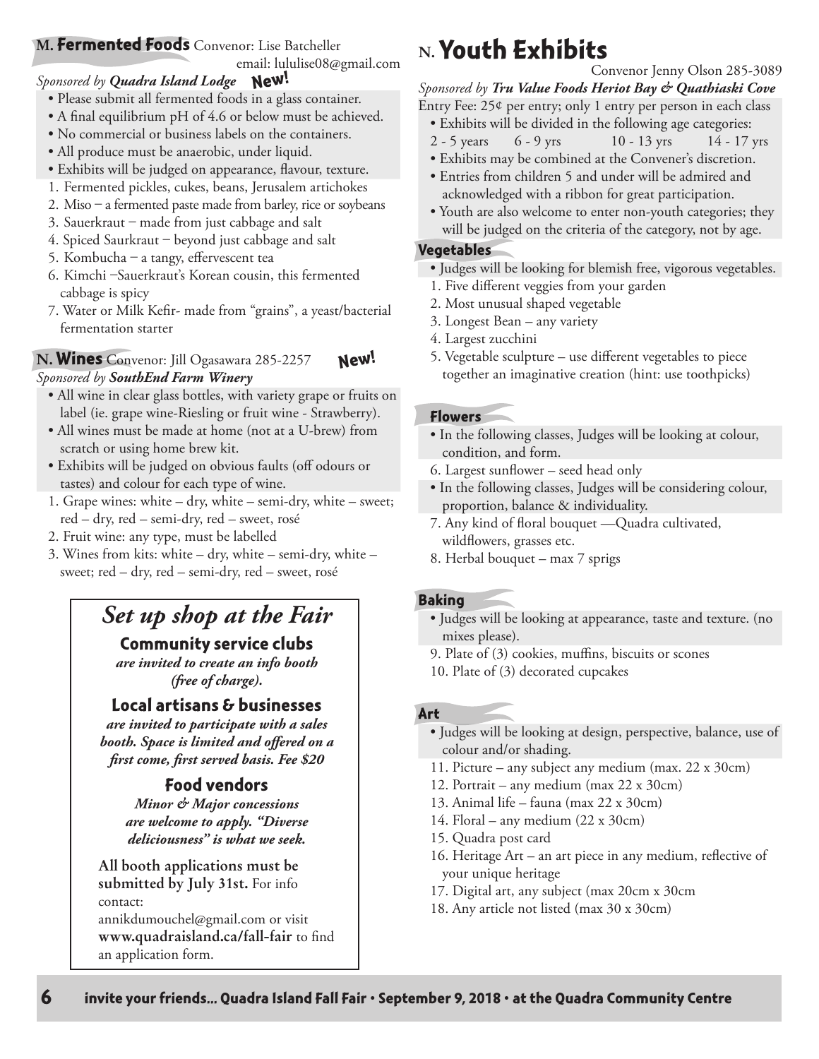## M. Fermented Foods Convenor: Lise Batcheller

email: lululise08@gmail.com

*Sponsored by **Quadra Island Lodge*** **New!**

- Please submit all fermented foods in a glass container.
- A final equilibrium pH of 4.6 or below must be achieved.
- No commercial or business labels on the containers.
- All produce must be anaerobic, under liquid.
- Exhibits will be judged on appearance, flavour, texture.

1. Fermented pickles, cukes, beans, Jerusalem artichokes
2. Miso – a fermented paste made from barley, rice or soybeans
3. Sauerkraut – made from just cabbage and salt
4. Spiced Saurkraut – beyond just cabbage and salt
5. Kombucha – a tangy, effervescent tea
6. Kimchi –Sauerkraut's Korean cousin, this fermented cabbage is spicy
7. Water or Milk Kefir- made from "grains", a yeast/bacterial fermentation starter

## N. Wines Convenor: Jill Ogasawara 285-2257 **New!**

*Sponsored by **SouthEnd Farm Winery***

- All wine in clear glass bottles, with variety grape or fruits on label (ie. grape wine-Riesling or fruit wine - Strawberry).
- All wines must be made at home (not at a U-brew) from scratch or using home brew kit.
- Exhibits will be judged on obvious faults (off odours or tastes) and colour for each type of wine.

1. Grape wines: white – dry, white – semi-dry, white – sweet; red – dry, red – semi-dry, red – sweet, rosé
2. Fruit wine: any type, must be labelled
3. Wines from kits: white – dry, white – semi-dry, white – sweet; red – dry, red – semi-dry, red – sweet, rosé

# *Set up shop at the Fair*

### Community service clubs

***are invited to create an info booth (free of charge).***

### Local artisans & businesses

***are invited to participate with a sales booth. Space is limited and offered on a first come, first served basis. Fee $20***

### Food vendors

***Minor & Major concessions are welcome to apply. "Diverse deliciousness" is what we seek.***

**All booth applications must be submitted by July 31st.** For info contact: annikdumouchel@gmail.com or visit **www.quadraisland.ca/fall-fair** to find an application form.

## N. Youth Exhibits

Convenor Jenny Olson 285-3089

*Sponsored by **Tru Value Foods Heriot Bay & Quathiaski Cove***

Entry Fee: 25¢ per entry; only 1 entry per person in each class

- Exhibits will be divided in the following age categories:
  2 - 5 years   6 - 9 yrs   10 - 13 yrs   14 - 17 yrs
- Exhibits may be combined at the Convener's discretion.
- Entries from children 5 and under will be admired and acknowledged with a ribbon for great participation.
- Youth are also welcome to enter non-youth categories; they will be judged on the criteria of the category, not by age.

### Vegetables

- Judges will be looking for blemish free, vigorous vegetables.

1. Five different veggies from your garden
2. Most unusual shaped vegetable
3. Longest Bean – any variety
4. Largest zucchini
5. Vegetable sculpture – use different vegetables to piece together an imaginative creation (hint: use toothpicks)

### Flowers

- In the following classes, Judges will be looking at colour, condition, and form.

6. Largest sunflower – seed head only

- In the following classes, Judges will be considering colour, proportion, balance & individuality.

7. Any kind of floral bouquet —Quadra cultivated, wildflowers, grasses etc.
8. Herbal bouquet – max 7 sprigs

### Baking

- Judges will be looking at appearance, taste and texture. (no mixes please).

9. Plate of (3) cookies, muffins, biscuits or scones
10. Plate of (3) decorated cupcakes

### Art

- Judges will be looking at design, perspective, balance, use of colour and/or shading.

11. Picture – any subject any medium (max. 22 x 30cm)
12. Portrait – any medium (max 22 x 30cm)
13. Animal life – fauna (max 22 x 30cm)
14. Floral – any medium (22 x 30cm)
15. Quadra post card
16. Heritage Art – an art piece in any medium, reflective of your unique heritage
17. Digital art, any subject (max 20cm x 30cm
18. Any article not listed (max 30 x 30cm)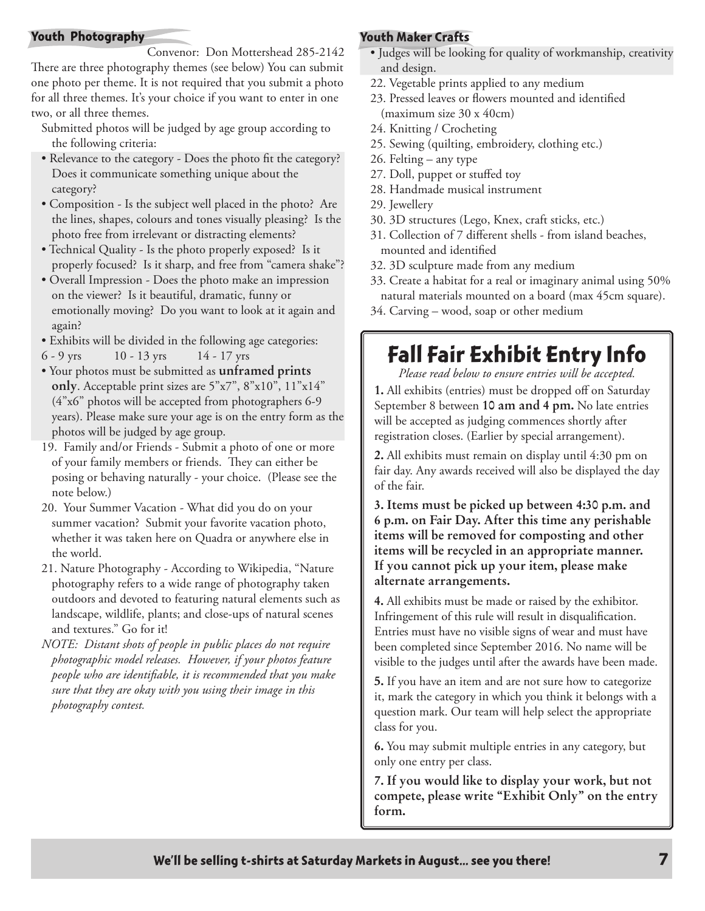## Youth Photography

Convenor: Don Mottershead 285-2142

There are three photography themes (see below) You can submit one photo per theme. It is not required that you submit a photo for all three themes. It's your choice if you want to enter in one two, or all three themes.

Submitted photos will be judged by age group according to the following criteria:

- Relevance to the category - Does the photo fit the category? Does it communicate something unique about the category?
- Composition - Is the subject well placed in the photo? Are the lines, shapes, colours and tones visually pleasing? Is the photo free from irrelevant or distracting elements?
- Technical Quality - Is the photo properly exposed? Is it properly focused? Is it sharp, and free from "camera shake"?
- Overall Impression - Does the photo make an impression on the viewer? Is it beautiful, dramatic, funny or emotionally moving? Do you want to look at it again and again?
- Exhibits will be divided in the following age categories: 6 - 9 yrs 10 - 13 yrs 14 - 17 yrs
- Your photos must be submitted as **unframed prints only**. Acceptable print sizes are 5"x7", 8"x10", 11"x14" (4"x6" photos will be accepted from photographers 6-9 years). Please make sure your age is on the entry form as the photos will be judged by age group.

19. Family and/or Friends - Submit a photo of one or more of your family members or friends. They can either be posing or behaving naturally - your choice. (Please see the note below.)
20. Your Summer Vacation - What did you do on your summer vacation? Submit your favorite vacation photo, whether it was taken here on Quadra or anywhere else in the world.
21. Nature Photography - According to Wikipedia, "Nature photography refers to a wide range of photography taken outdoors and devoted to featuring natural elements such as landscape, wildlife, plants; and close-ups of natural scenes and textures." Go for it!

*NOTE: Distant shots of people in public places do not require photographic model releases. However, if your photos feature people who are identifiable, it is recommended that you make sure that they are okay with you using their image in this photography contest.*

## Youth Maker Crafts

- Judges will be looking for quality of workmanship, creativity and design.

22. Vegetable prints applied to any medium
23. Pressed leaves or flowers mounted and identified (maximum size 30 x 40cm)
24. Knitting / Crocheting
25. Sewing (quilting, embroidery, clothing etc.)
26. Felting – any type
27. Doll, puppet or stuffed toy
28. Handmade musical instrument
29. Jewellery
30. 3D structures (Lego, Knex, craft sticks, etc.)
31. Collection of 7 different shells - from island beaches, mounted and identified
32. 3D sculpture made from any medium
33. Create a habitat for a real or imaginary animal using 50% natural materials mounted on a board (max 45cm square).
34. Carving – wood, soap or other medium

# Fall Fair Exhibit Entry Info

*Please read below to ensure entries will be accepted.*

**1.** All exhibits (entries) must be dropped off on Saturday September 8 between **10 am and 4 pm.** No late entries will be accepted as judging commences shortly after registration closes. (Earlier by special arrangement).

**2.** All exhibits must remain on display until 4:30 pm on fair day. Any awards received will also be displayed the day of the fair.

**3. Items must be picked up between 4:30 p.m. and 6 p.m. on Fair Day. After this time any perishable items will be removed for composting and other items will be recycled in an appropriate manner. If you cannot pick up your item, please make alternate arrangements.**

**4.** All exhibits must be made or raised by the exhibitor. Infringement of this rule will result in disqualification. Entries must have no visible signs of wear and must have been completed since September 2016. No name will be visible to the judges until after the awards have been made.

**5.** If you have an item and are not sure how to categorize it, mark the category in which you think it belongs with a question mark. Our team will help select the appropriate class for you.

**6.** You may submit multiple entries in any category, but only one entry per class.

**7. If you would like to display your work, but not compete, please write "Exhibit Only" on the entry form.**

**We'll be selling t-shirts at Saturday Markets in August... see you there!**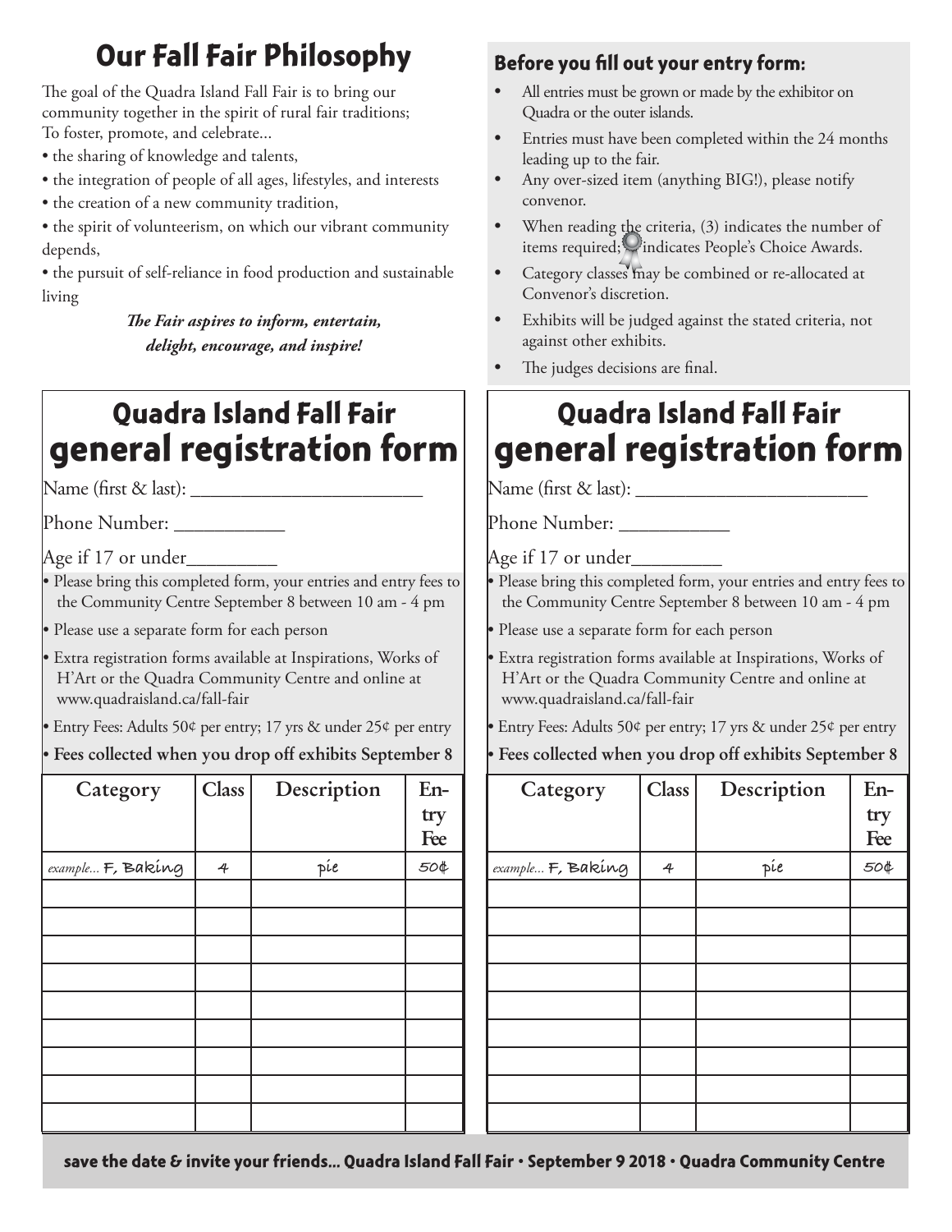## Our Fall Fair Philosophy

The goal of the Quadra Island Fall Fair is to bring our community together in the spirit of rural fair traditions; To foster, promote, and celebrate...

- the sharing of knowledge and talents,
- the integration of people of all ages, lifestyles, and interests
- the creation of a new community tradition,
- the spirit of volunteerism, on which our vibrant community depends,
- the pursuit of self-reliance in food production and sustainable living

***The Fair aspires to inform, entertain, delight, encourage, and inspire!***

### Before you fill out your entry form:

- All entries must be grown or made by the exhibitor on Quadra or the outer islands.
- Entries must have been completed within the 24 months leading up to the fair.
- Any over-sized item (anything BIG!), please notify convenor.
- When reading the criteria, (3) indicates the number of items required; indicates People's Choice Awards.
- Category classes may be combined or re-allocated at Convenor's discretion.
- Exhibits will be judged against the stated criteria, not against other exhibits.
- The judges decisions are final.

## Quadra Island Fall Fair general registration form

Name (first & last): ________________________

Phone Number: ___________

Age if 17 or under_________

- Please bring this completed form, your entries and entry fees to the Community Centre September 8 between 10 am - 4 pm
- Please use a separate form for each person
- Extra registration forms available at Inspirations, Works of H'Art or the Quadra Community Centre and online at www.quadraisland.ca/fall-fair
- Entry Fees: Adults 50¢ per entry; 17 yrs & under 25¢ per entry
- **Fees collected when you drop off exhibits September 8**

| Category | Class | Description | Entry Fee |
|---|---|---|---|
| *example...* F, Baking | 4 | pie | 50¢ |
| | | | |
| | | | |
| | | | |
| | | | |
| | | | |
| | | | |
| | | | |
| | | | |
| | | | |

## Quadra Island Fall Fair general registration form

Name (first & last): ________________________

Phone Number: ___________

Age if 17 or under_________

- Please bring this completed form, your entries and entry fees to the Community Centre September 8 between 10 am - 4 pm
- Please use a separate form for each person
- Extra registration forms available at Inspirations, Works of H'Art or the Quadra Community Centre and online at www.quadraisland.ca/fall-fair
- Entry Fees: Adults 50¢ per entry; 17 yrs & under 25¢ per entry
- **Fees collected when you drop off exhibits September 8**

| Category | Class | Description | Entry Fee |
|---|---|---|---|
| *example...* F, Baking | 4 | pie | 50¢ |
| | | | |
| | | | |
| | | | |
| | | | |
| | | | |
| | | | |
| | | | |
| | | | |
| | | | |

**save the date & invite your friends... Quadra Island Fall Fair • September 9 2018 • Quadra Community Centre**